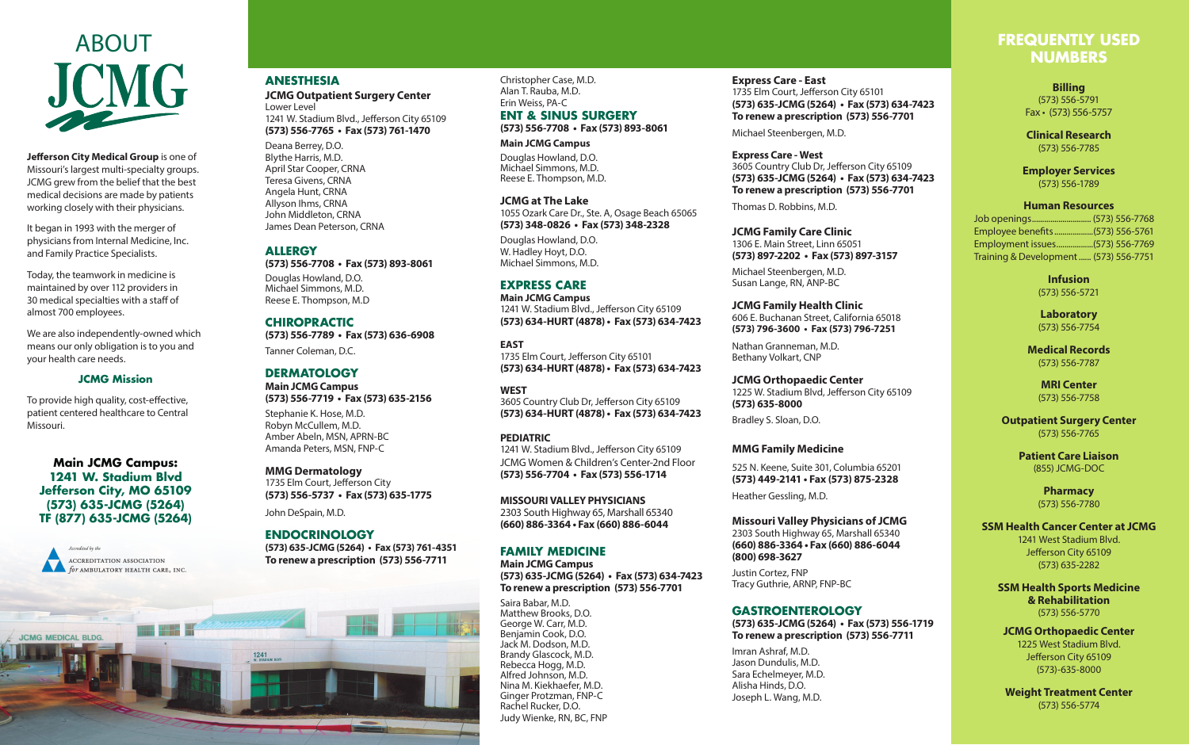# ABOUT JCMG

**Jefferson City Medical Group** is one of Missouri's largest multi-specialty groups. JCMG grew from the belief that the best medical decisions are made by patients working closely with their physicians.

It began in 1993 with the merger of physicians from Internal Medicine, Inc. and Family Practice Specialists.

Today, the teamwork in medicine is maintained by over 112 providers in 30 medical specialties with a staff of almost 700 employees.

We are also independently-owned which means our only obligation is to you and your health care needs.

### JCMG Mission

To provide high quality, cost-effective, patient centered healthcare to Central Missouri.

**Main JCMG Campus:**
**1241 W. Stadium Blvd**
**Jefferson City, MO 65109**
**(573) 635-JCMG (5264)**
**TF (877) 635-JCMG (5264)**

Accredited by the ACCREDITATION ASSOCIATION for AMBULATORY HEALTH CARE, INC.

## ANESTHESIA

**JCMG Outpatient Surgery Center**
Lower Level
1241 W. Stadium Blvd., Jefferson City 65109
**(573) 556-7765 • Fax (573) 761-1470**

Deana Berrey, D.O.
Blythe Harris, M.D.
April Star Cooper, CRNA
Teresa Givens, CRNA
Angela Hunt, CRNA
Allyson Ihms, CRNA
John Middleton, CRNA
James Dean Peterson, CRNA

## ALLERGY

**(573) 556-7708 • Fax (573) 893-8061**

Douglas Howland, D.O.
Michael Simmons, M.D.
Reese E. Thompson, M.D

## CHIROPRACTIC

**(573) 556-7789 • Fax (573) 636-6908**

Tanner Coleman, D.C.

## DERMATOLOGY

**Main JCMG Campus**
**(573) 556-7719 • Fax (573) 635-2156**

Stephanie K. Hose, M.D.
Robyn McCullem, M.D.
Amber Abeln, MSN, APRN-BC
Amanda Peters, MSN, FNP-C

**MMG Dermatology**
1735 Elm Court, Jefferson City
**(573) 556-5737 • Fax (573) 635-1775**

John DeSpain, M.D.

## ENDOCRINOLOGY

**(573) 635-JCMG (5264) • Fax (573) 761-4351**
**To renew a prescription (573) 556-7711**

Christopher Case, M.D.
Alan T. Rauba, M.D.
Erin Weiss, PA-C

## ENT & SINUS SURGERY

**(573) 556-7708 • Fax (573) 893-8061**

**Main JCMG Campus**

Douglas Howland, D.O.
Michael Simmons, M.D.
Reese E. Thompson, M.D.

**JCMG at The Lake**
1055 Ozark Care Dr., Ste. A, Osage Beach 65065
**(573) 348-0826 • Fax (573) 348-2328**

Douglas Howland, D.O.
W. Hadley Hoyt, D.O.
Michael Simmons, M.D.

## EXPRESS CARE

**Main JCMG Campus**
1241 W. Stadium Blvd., Jefferson City 65109
**(573) 634-HURT (4878) • Fax (573) 634-7423**

**EAST**
1735 Elm Court, Jefferson City 65101
**(573) 634-HURT (4878) • Fax (573) 634-7423**

**WEST**
3605 Country Club Dr, Jefferson City 65109
**(573) 634-HURT (4878) • Fax (573) 634-7423**

**PEDIATRIC**
1241 W. Stadium Blvd., Jefferson City 65109
JCMG Women & Children's Center-2nd Floor
**(573) 556-7704 • Fax (573) 556-1714**

**MISSOURI VALLEY PHYSICIANS**
2303 South Highway 65, Marshall 65340
**(660) 886-3364 • Fax (660) 886-6044**

## FAMILY MEDICINE

**Main JCMG Campus**
**(573) 635-JCMG (5264) • Fax (573) 634-7423**
**To renew a prescription (573) 556-7701**

Saira Babar, M.D.
Matthew Brooks, D.O.
George W. Carr, M.D.
Benjamin Cook, D.O.
Jack M. Dodson, M.D.
Brandy Glascock, M.D.
Rebecca Hogg, M.D.
Alfred Johnson, M.D.
Nina M. Kiekhaefer, M.D.
Ginger Protzman, FNP-C
Rachel Rucker, D.O.
Judy Wienke, RN, BC, FNP

**Express Care - East**
1735 Elm Court, Jefferson City 65101
**(573) 635-JCMG (5264) • Fax (573) 634-7423**
**To renew a prescription (573) 556-7701**

Michael Steenbergen, M.D.

**Express Care - West**
3605 Country Club Dr, Jefferson City 65109
**(573) 635-JCMG (5264) • Fax (573) 634-7423**
**To renew a prescription (573) 556-7701**

Thomas D. Robbins, M.D.

**JCMG Family Care Clinic**
1306 E. Main Street, Linn 65051
**(573) 897-2202 • Fax (573) 897-3157**

Michael Steenbergen, M.D.
Susan Lange, RN, ANP-BC

**JCMG Family Health Clinic**
606 E. Buchanan Street, California 65018
**(573) 796-3600 • Fax (573) 796-7251**

Nathan Granneman, M.D.
Bethany Volkart, CNP

**JCMG Orthopaedic Center**
1225 W. Stadium Blvd, Jefferson City 65109
**(573) 635-8000**

Bradley S. Sloan, D.O.

**MMG Family Medicine**

525 N. Keene, Suite 301, Columbia 65201
**(573) 449-2141 • Fax (573) 875-2328**

Heather Gessling, M.D.

**Missouri Valley Physicians of JCMG**
2303 South Highway 65, Marshall 65340
**(660) 886-3364 • Fax (660) 886-6044**
**(800) 698-3627**

Justin Cortez, FNP
Tracy Guthrie, ARNP, FNP-BC

## GASTROENTEROLOGY

**(573) 635-JCMG (5264) • Fax (573) 556-1719**
**To renew a prescription (573) 556-7711**

Imran Ashraf, M.D.
Jason Dundulis, M.D.
Sara Echelmeyer, M.D.
Alisha Hinds, D.O.
Joseph L. Wang, M.D.

## FREQUENTLY USED NUMBERS

**Billing**
(573) 556-5791
Fax • (573) 556-5757

**Clinical Research**
(573) 556-7785

**Employer Services**
(573) 556-1789

**Human Resources**
Job openings............................ (573) 556-7768
Employee benefits..................(573) 556-5761
Employment issues.................(573) 556-7769
Training & Development...... (573) 556-7751

**Infusion**
(573) 556-5721

**Laboratory**
(573) 556-7754

**Medical Records**
(573) 556-7787

**MRI Center**
(573) 556-7758

**Outpatient Surgery Center**
(573) 556-7765

**Patient Care Liaison**
(855) JCMG-DOC

**Pharmacy**
(573) 556-7780

**SSM Health Cancer Center at JCMG**
1241 West Stadium Blvd.
Jefferson City 65109
(573) 635-2282

**SSM Health Sports Medicine & Rehabilitation**
(573) 556-5770

**JCMG Orthopaedic Center**
1225 West Stadium Blvd.
Jefferson City 65109
(573)-635-8000

**Weight Treatment Center**
(573) 556-5774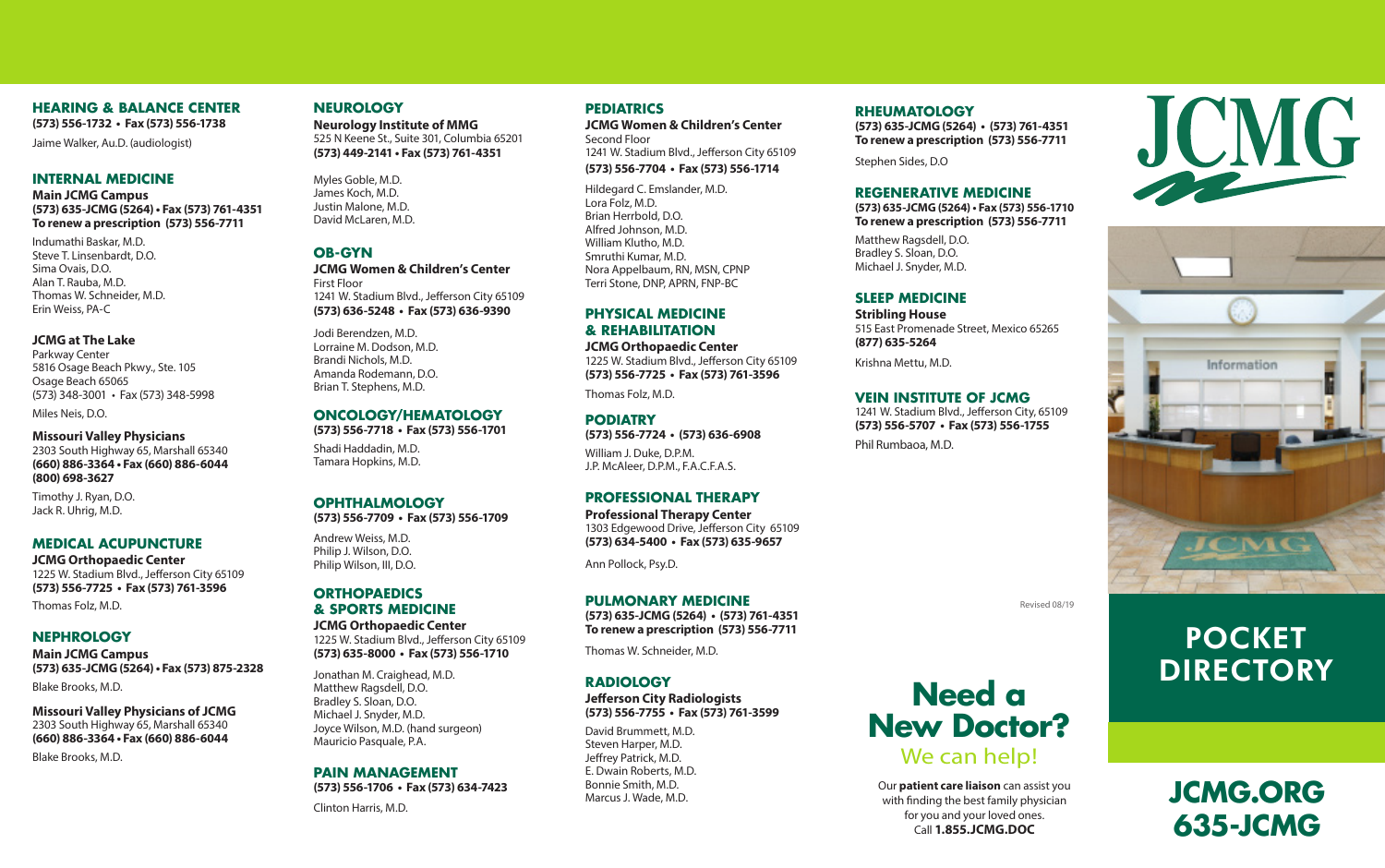## HEARING & BALANCE CENTER

**(573) 556-1732 • Fax (573) 556-1738**

Jaime Walker, Au.D. (audiologist)

## INTERNAL MEDICINE

**Main JCMG Campus**
**(573) 635-JCMG (5264) • Fax (573) 761-4351**
**To renew a prescription (573) 556-7711**

Indumathi Baskar, M.D.
Steve T. Linsenbardt, D.O.
Sima Ovais, D.O.
Alan T. Rauba, M.D.
Thomas W. Schneider, M.D.
Erin Weiss, PA-C

**JCMG at The Lake**
Parkway Center
5816 Osage Beach Pkwy., Ste. 105
Osage Beach 65065
(573) 348-3001 • Fax (573) 348-5998

Miles Neis, D.O.

**Missouri Valley Physicians**
2303 South Highway 65, Marshall 65340
**(660) 886-3364 • Fax (660) 886-6044**
**(800) 698-3627**

Timothy J. Ryan, D.O.
Jack R. Uhrig, M.D.

## MEDICAL ACUPUNCTURE

**JCMG Orthopaedic Center**
1225 W. Stadium Blvd., Jefferson City 65109
**(573) 556-7725 • Fax (573) 761-3596**

Thomas Folz, M.D.

## NEPHROLOGY

**Main JCMG Campus**
**(573) 635-JCMG (5264) • Fax (573) 875-2328**

Blake Brooks, M.D.

**Missouri Valley Physicians of JCMG**
2303 South Highway 65, Marshall 65340
**(660) 886-3364 • Fax (660) 886-6044**

Blake Brooks, M.D.

## NEUROLOGY

**Neurology Institute of MMG**
525 N Keene St., Suite 301, Columbia 65201
**(573) 449-2141 • Fax (573) 761-4351**

Myles Goble, M.D.
James Koch, M.D.
Justin Malone, M.D.
David McLaren, M.D.

## OB-GYN

**JCMG Women & Children's Center**
First Floor
1241 W. Stadium Blvd., Jefferson City 65109
**(573) 636-5248 • Fax (573) 636-9390**

Jodi Berendzen, M.D.
Lorraine M. Dodson, M.D.
Brandi Nichols, M.D.
Amanda Rodemann, D.O.
Brian T. Stephens, M.D.

## ONCOLOGY/HEMATOLOGY

**(573) 556-7718 • Fax (573) 556-1701**

Shadi Haddadin, M.D.
Tamara Hopkins, M.D.

## OPHTHALMOLOGY

**(573) 556-7709 • Fax (573) 556-1709**

Andrew Weiss, M.D.
Philip J. Wilson, D.O.
Philip Wilson, III, D.O.

## ORTHOPAEDICS & SPORTS MEDICINE

**JCMG Orthopaedic Center**
1225 W. Stadium Blvd., Jefferson City 65109
**(573) 635-8000 • Fax (573) 556-1710**

Jonathan M. Craighead, M.D.
Matthew Ragsdell, D.O.
Bradley S. Sloan, D.O.
Michael J. Snyder, M.D.
Joyce Wilson, M.D. (hand surgeon)
Mauricio Pasquale, P.A.

## PAIN MANAGEMENT

**(573) 556-1706 • Fax (573) 634-7423**

Clinton Harris, M.D.

## PEDIATRICS

**JCMG Women & Children's Center**
Second Floor
1241 W. Stadium Blvd., Jefferson City 65109
**(573) 556-7704 • Fax (573) 556-1714**

Hildegard C. Emslander, M.D.
Lora Folz, M.D.
Brian Herrbold, D.O.
Alfred Johnson, M.D.
William Klutho, M.D.
Smruthi Kumar, M.D.
Nora Appelbaum, RN, MSN, CPNP
Terri Stone, DNP, APRN, FNP-BC

## PHYSICAL MEDICINE & REHABILITATION

**JCMG Orthopaedic Center**
1225 W. Stadium Blvd., Jefferson City 65109
**(573) 556-7725 • Fax (573) 761-3596**

Thomas Folz, M.D.

## PODIATRY

**(573) 556-7724 • (573) 636-6908**

William J. Duke, D.P.M.
J.P. McAleer, D.P.M., F.A.C.F.A.S.

## PROFESSIONAL THERAPY

**Professional Therapy Center**
1303 Edgewood Drive, Jefferson City 65109
**(573) 634-5400 • Fax (573) 635-9657**

Ann Pollock, Psy.D.

## PULMONARY MEDICINE

**(573) 635-JCMG (5264) • (573) 761-4351**
**To renew a prescription (573) 556-7711**

Thomas W. Schneider, M.D.

## RADIOLOGY

**Jefferson City Radiologists**
**(573) 556-7755 • Fax (573) 761-3599**

David Brummett, M.D.
Steven Harper, M.D.
Jeffrey Patrick, M.D.
E. Dwain Roberts, M.D.
Bonnie Smith, M.D.
Marcus J. Wade, M.D.

## RHEUMATOLOGY

**(573) 635-JCMG (5264) • (573) 761-4351**
**To renew a prescription (573) 556-7711**

Stephen Sides, D.O

## REGENERATIVE MEDICINE

**(573) 635-JCMG (5264) • Fax (573) 556-1710**
**To renew a prescription (573) 556-7711**

Matthew Ragsdell, D.O.
Bradley S. Sloan, D.O.
Michael J. Snyder, M.D.

## SLEEP MEDICINE

**Stribling House**
515 East Promenade Street, Mexico 65265
**(877) 635-5264**

Krishna Mettu, M.D.

## VEIN INSTITUTE OF JCMG

1241 W. Stadium Blvd., Jefferson City, 65109
**(573) 556-5707 • Fax (573) 556-1755**

Phil Rumbaoa, M.D.

Revised 08/19

# Need a New Doctor?

We can help!

Our **patient care liaison** can assist you with finding the best family physician for you and your loved ones. Call **1.855.JCMG.DOC**

JCMG

# POCKET DIRECTORY

**JCMG.ORG**
**635-JCMG**